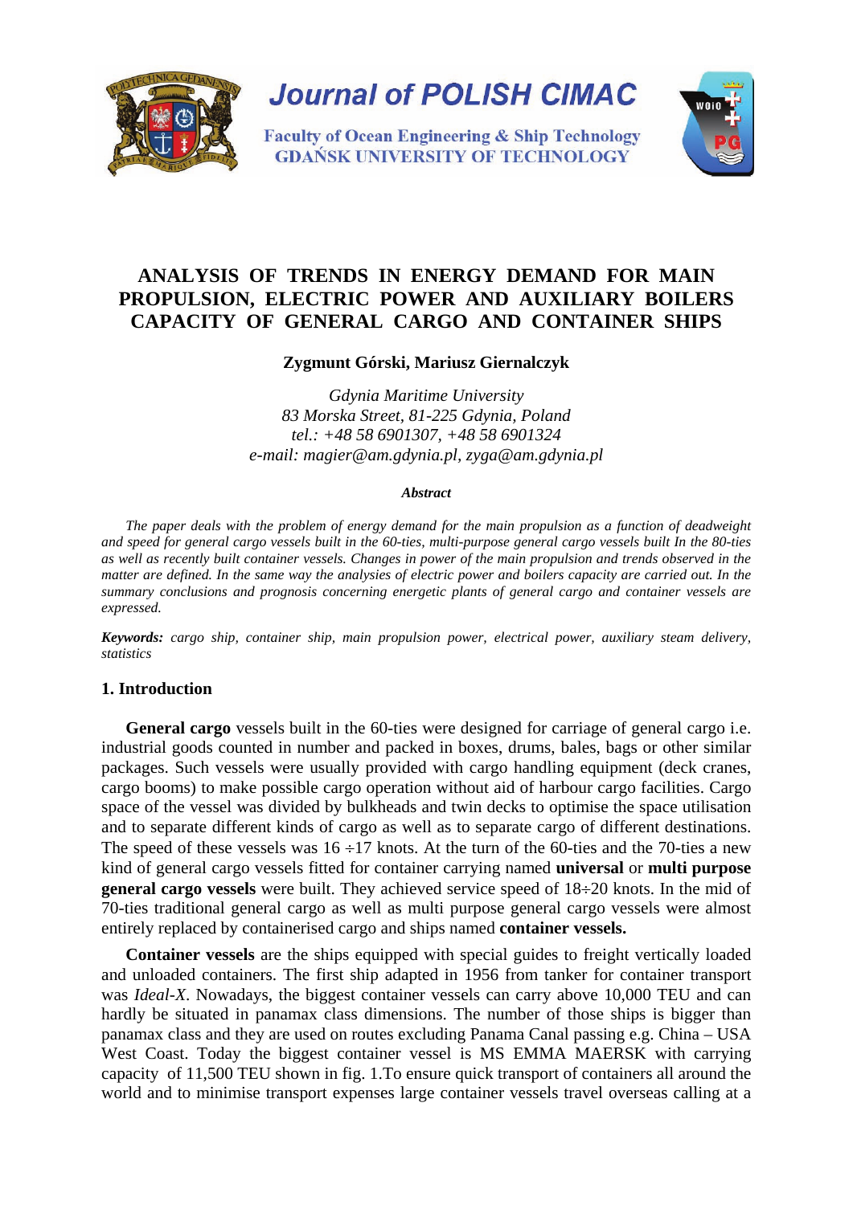Journal of POLISH CIMAC

Faculty of Ocean Engineering & Ship Technology
GDAŃSK UNIVERSITY OF TECHNOLOGY

# ANALYSIS OF TRENDS IN ENERGY DEMAND FOR MAIN PROPULSION, ELECTRIC POWER AND AUXILIARY BOILERS CAPACITY OF GENERAL CARGO AND CONTAINER SHIPS

**Zygmunt Górski, Mariusz Giernalczyk**

*Gdynia Maritime University*
*83 Morska Street, 81-225 Gdynia, Poland*
*tel.: +48 58 6901307, +48 58 6901324*
*e-mail: magier@am.gdynia.pl, zyga@am.gdynia.pl*

***Abstract***

*The paper deals with the problem of energy demand for the main propulsion as a function of deadweight and speed for general cargo vessels built in the 60-ties, multi-purpose general cargo vessels built In the 80-ties as well as recently built container vessels. Changes in power of the main propulsion and trends observed in the matter are defined. In the same way the analysies of electric power and boilers capacity are carried out. In the summary conclusions and prognosis concerning energetic plants of general cargo and container vessels are expressed.*

***Keywords:*** *cargo ship, container ship, main propulsion power, electrical power, auxiliary steam delivery, statistics*

## 1. Introduction

**General cargo** vessels built in the 60-ties were designed for carriage of general cargo i.e. industrial goods counted in number and packed in boxes, drums, bales, bags or other similar packages. Such vessels were usually provided with cargo handling equipment (deck cranes, cargo booms) to make possible cargo operation without aid of harbour cargo facilities. Cargo space of the vessel was divided by bulkheads and twin decks to optimise the space utilisation and to separate different kinds of cargo as well as to separate cargo of different destinations. The speed of these vessels was 16 ÷17 knots. At the turn of the 60-ties and the 70-ties a new kind of general cargo vessels fitted for container carrying named **universal** or **multi purpose general cargo vessels** were built. They achieved service speed of 18÷20 knots. In the mid of 70-ties traditional general cargo as well as multi purpose general cargo vessels were almost entirely replaced by containerised cargo and ships named **container vessels.**

**Container vessels** are the ships equipped with special guides to freight vertically loaded and unloaded containers. The first ship adapted in 1956 from tanker for container transport was *Ideal-X*. Nowadays, the biggest container vessels can carry above 10,000 TEU and can hardly be situated in panamax class dimensions. The number of those ships is bigger than panamax class and they are used on routes excluding Panama Canal passing e.g. China – USA West Coast. Today the biggest container vessel is MS EMMA MAERSK with carrying capacity of 11,500 TEU shown in fig. 1.To ensure quick transport of containers all around the world and to minimise transport expenses large container vessels travel overseas calling at a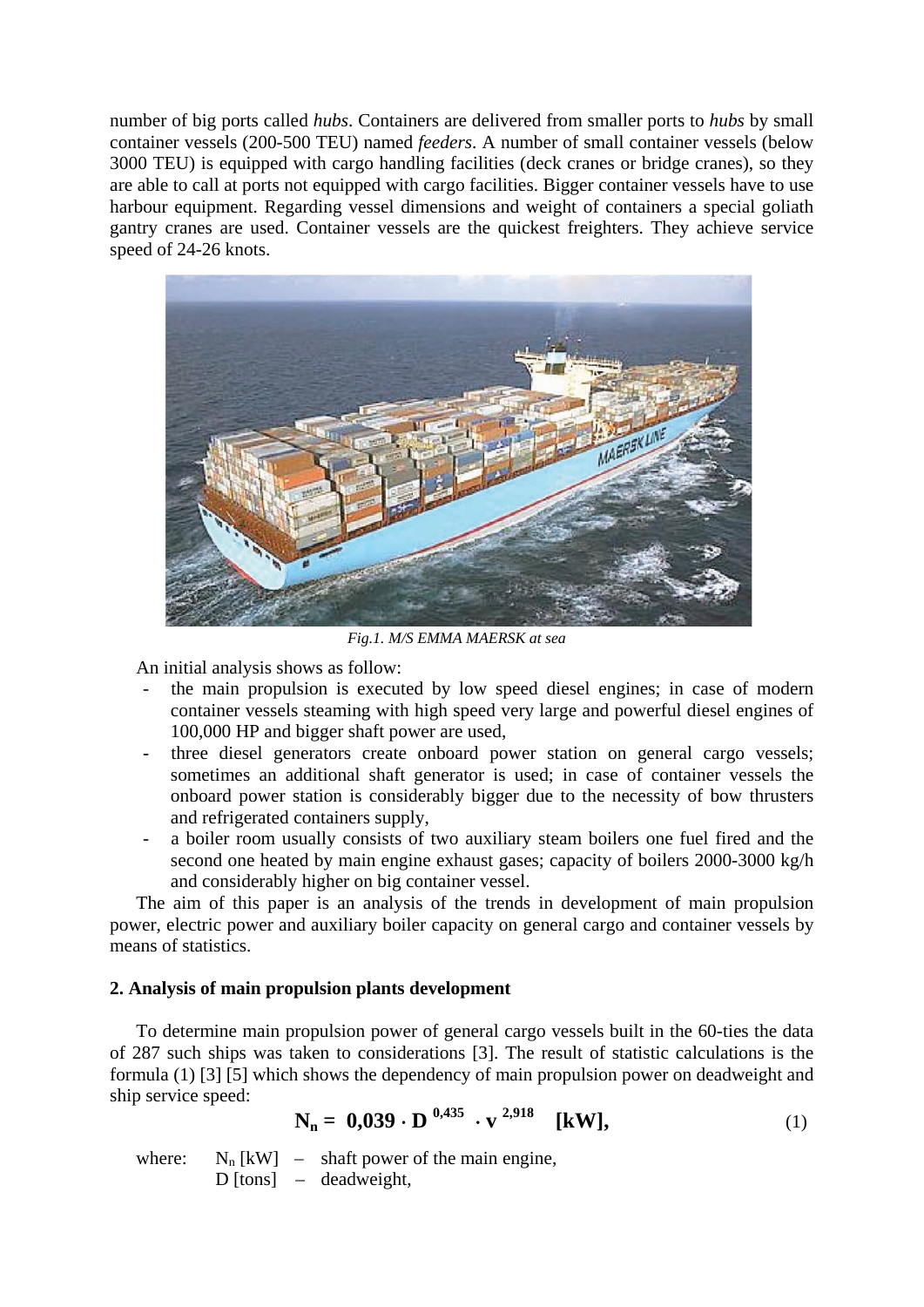number of big ports called *hubs*. Containers are delivered from smaller ports to *hubs* by small container vessels (200-500 TEU) named *feeders*. A number of small container vessels (below 3000 TEU) is equipped with cargo handling facilities (deck cranes or bridge cranes), so they are able to call at ports not equipped with cargo facilities. Bigger container vessels have to use harbour equipment. Regarding vessel dimensions and weight of containers a special goliath gantry cranes are used. Container vessels are the quickest freighters. They achieve service speed of 24-26 knots.

*Fig.1. M/S EMMA MAERSK at sea*

An initial analysis shows as follow:

- the main propulsion is executed by low speed diesel engines; in case of modern container vessels steaming with high speed very large and powerful diesel engines of 100,000 HP and bigger shaft power are used,
- three diesel generators create onboard power station on general cargo vessels; sometimes an additional shaft generator is used; in case of container vessels the onboard power station is considerably bigger due to the necessity of bow thrusters and refrigerated containers supply,
- a boiler room usually consists of two auxiliary steam boilers one fuel fired and the second one heated by main engine exhaust gases; capacity of boilers 2000-3000 kg/h and considerably higher on big container vessel.

The aim of this paper is an analysis of the trends in development of main propulsion power, electric power and auxiliary boiler capacity on general cargo and container vessels by means of statistics.

**2. Analysis of main propulsion plants development**

To determine main propulsion power of general cargo vessels built in the 60-ties the data of 287 such ships was taken to considerations [3]. The result of statistic calculations is the formula (1) [3] [5] which shows the dependency of main propulsion power on deadweight and ship service speed:

$$\mathbf{N_n = 0{,}039 \cdot D^{0{,}435} \cdot v^{2{,}918} \quad [kW],} \tag{1}$$

where: $N_n$ [kW] – shaft power of the main engine,
D [tons] – deadweight,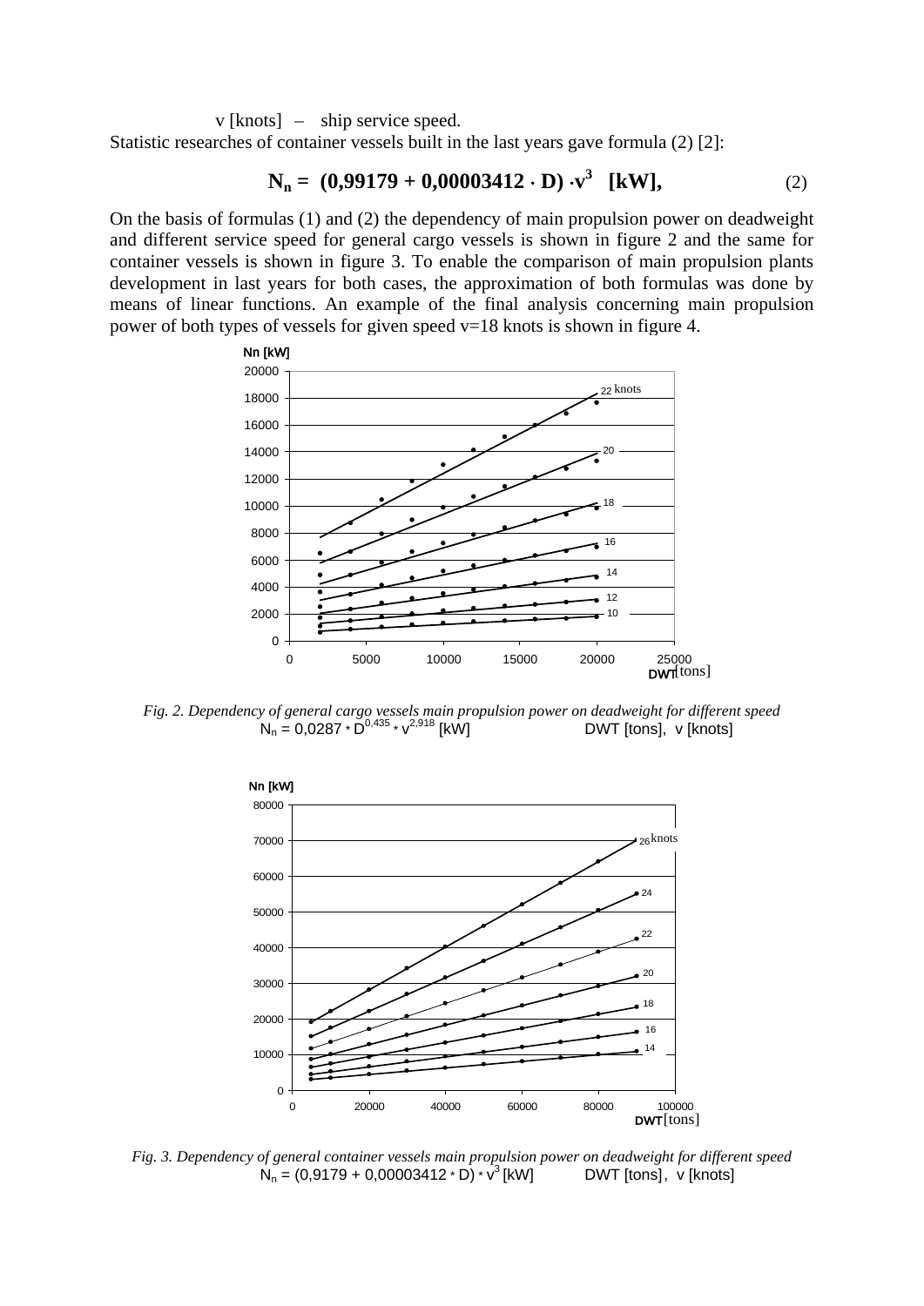v [knots] – ship service speed.

Statistic researches of container vessels built in the last years gave formula (2) [2]:

$$N_n = (0{,}99179 + 0{,}00003412 \cdot D) \cdot v^3 \quad [kW], \tag{2}$$

On the basis of formulas (1) and (2) the dependency of main propulsion power on deadweight and different service speed for general cargo vessels is shown in figure 2 and the same for container vessels is shown in figure 3. To enable the comparison of main propulsion plants development in last years for both cases, the approximation of both formulas was done by means of linear functions. An example of the final analysis concerning main propulsion power of both types of vessels for given speed v=18 knots is shown in figure 4.

*Fig. 2. Dependency of general cargo vessels main propulsion power on deadweight for different speed*

$N_n = 0{,}0287 * D^{0{,}435} * v^{2{,}918}$ [kW]   DWT [tons], v [knots]

*Fig. 3. Dependency of general container vessels main propulsion power on deadweight for different speed*

$N_n = (0{,}9179 + 0{,}00003412 * D) * v^3$ [kW]   DWT [tons], v [knots]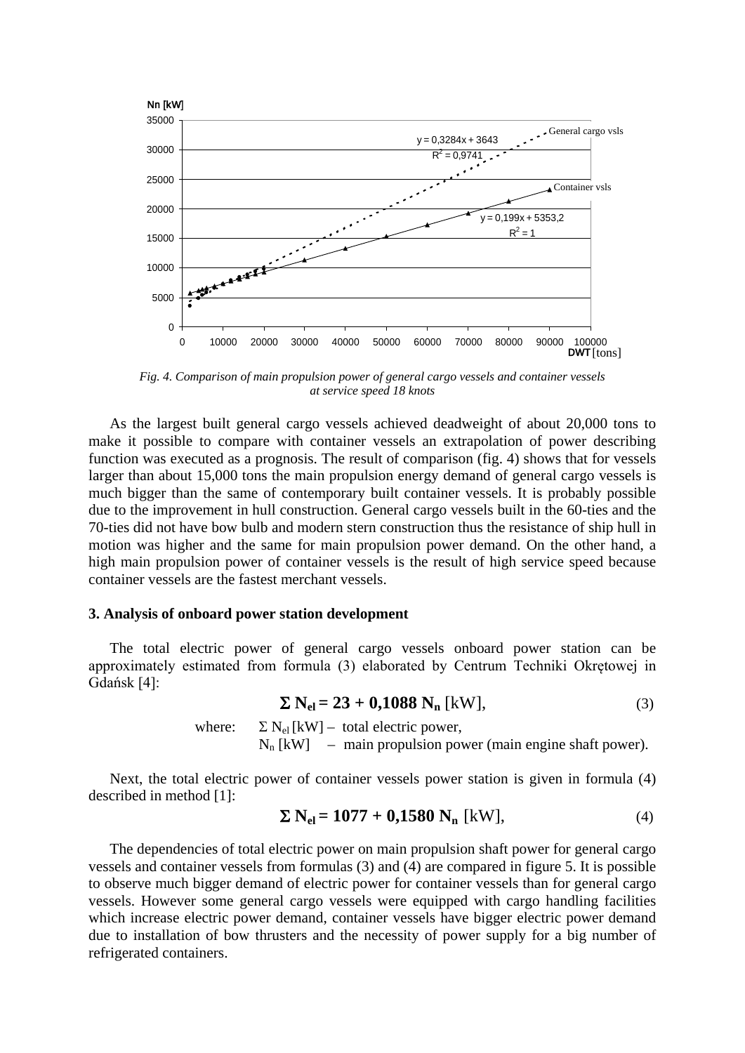*Fig. 4. Comparison of main propulsion power of general cargo vessels and container vessels at service speed 18 knots*

As the largest built general cargo vessels achieved deadweight of about 20,000 tons to make it possible to compare with container vessels an extrapolation of power describing function was executed as a prognosis. The result of comparison (fig. 4) shows that for vessels larger than about 15,000 tons the main propulsion energy demand of general cargo vessels is much bigger than the same of contemporary built container vessels. It is probably possible due to the improvement in hull construction. General cargo vessels built in the 60-ties and the 70-ties did not have bow bulb and modern stern construction thus the resistance of ship hull in motion was higher and the same for main propulsion power demand. On the other hand, a high main propulsion power of container vessels is the result of high service speed because container vessels are the fastest merchant vessels.

### 3. Analysis of onboard power station development

The total electric power of general cargo vessels onboard power station can be approximately estimated from formula (3) elaborated by Centrum Techniki Okrętowej in Gdańsk [4]:

$$\Sigma N_{el} = 23 + 0{,}1088\, N_n \text{ [kW]}, \quad (3)$$

where: $\Sigma N_{el}$ [kW] – total electric power,
$N_n$ [kW] – main propulsion power (main engine shaft power).

Next, the total electric power of container vessels power station is given in formula (4) described in method [1]:

$$\Sigma N_{el} = 1077 + 0{,}1580\, N_n \text{ [kW]}, \quad (4)$$

The dependencies of total electric power on main propulsion shaft power for general cargo vessels and container vessels from formulas (3) and (4) are compared in figure 5. It is possible to observe much bigger demand of electric power for container vessels than for general cargo vessels. However some general cargo vessels were equipped with cargo handling facilities which increase electric power demand, container vessels have bigger electric power demand due to installation of bow thrusters and the necessity of power supply for a big number of refrigerated containers.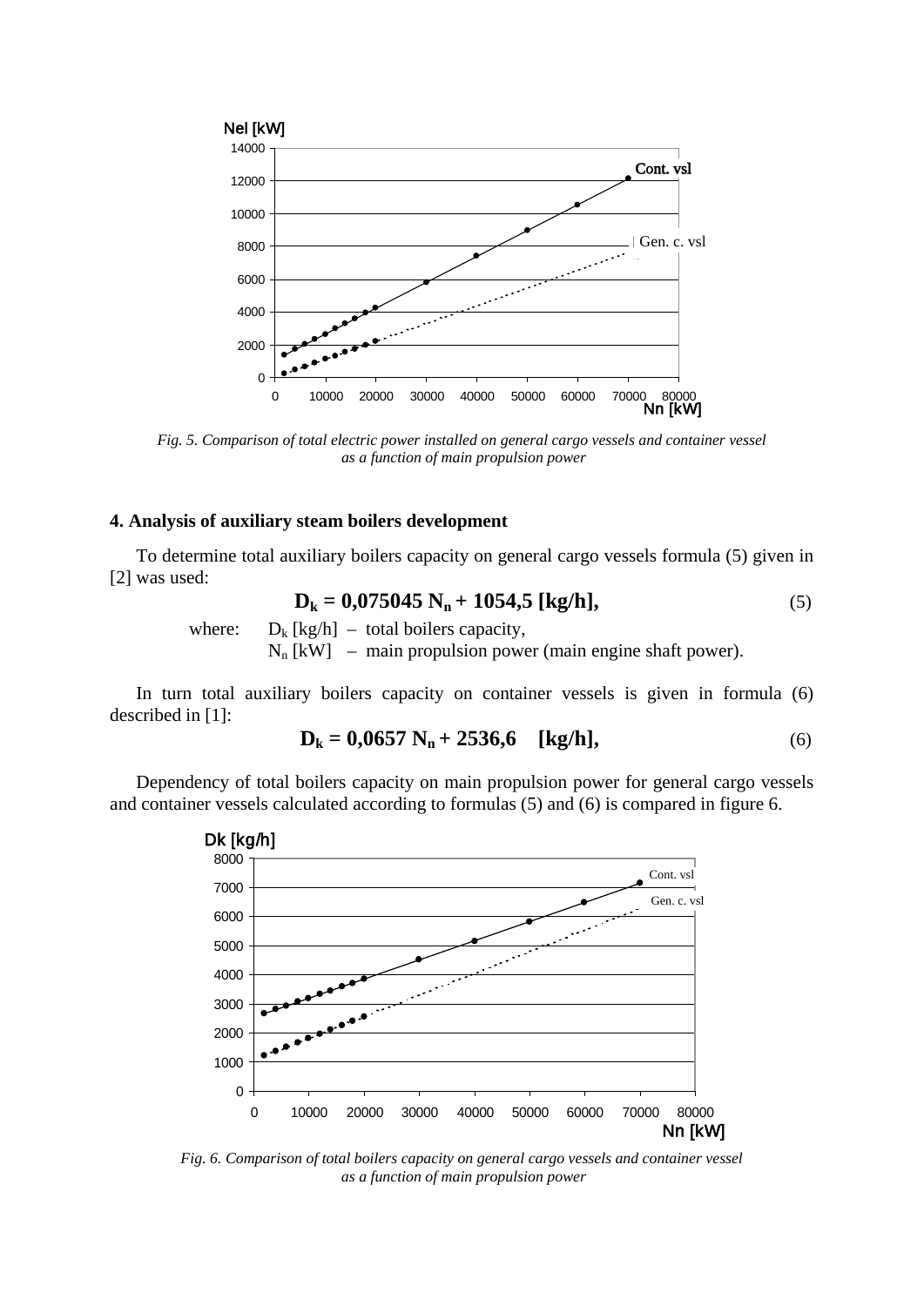*Fig. 5. Comparison of total electric power installed on general cargo vessels and container vessel as a function of main propulsion power*

## 4. Analysis of auxiliary steam boilers development

To determine total auxiliary boilers capacity on general cargo vessels formula (5) given in [2] was used:

$$\mathbf{D_k = 0{,}075045\, N_n + 1054{,}5\ [kg/h],} \tag{5}$$

where: $D_k$ [kg/h] – total boilers capacity,
$N_n$ [kW] – main propulsion power (main engine shaft power).

In turn total auxiliary boilers capacity on container vessels is given in formula (6) described in [1]:

$$\mathbf{D_k = 0{,}0657\, N_n + 2536{,}6\quad [kg/h],} \tag{6}$$

Dependency of total boilers capacity on main propulsion power for general cargo vessels and container vessels calculated according to formulas (5) and (6) is compared in figure 6.

*Fig. 6. Comparison of total boilers capacity on general cargo vessels and container vessel as a function of main propulsion power*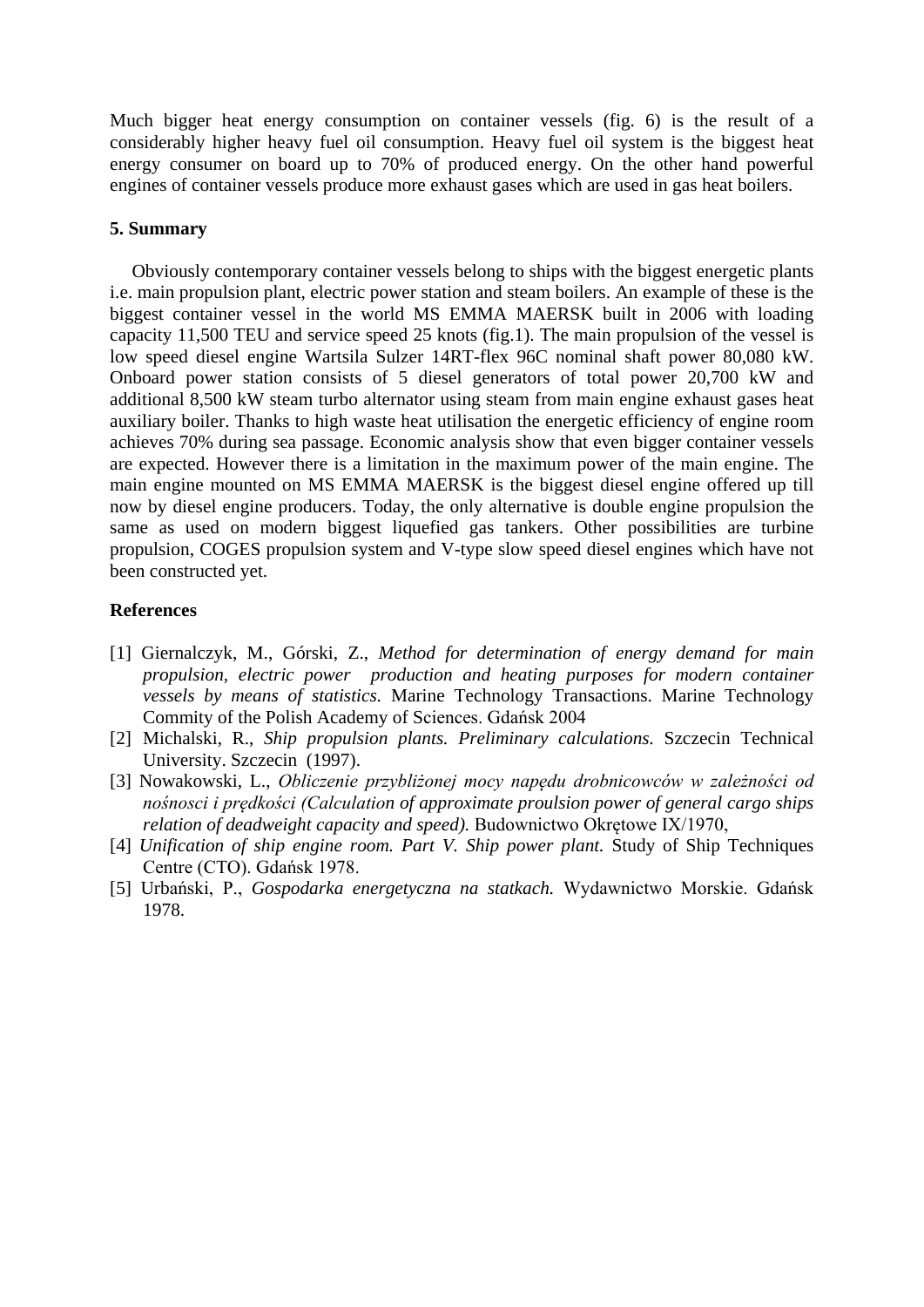Much bigger heat energy consumption on container vessels (fig. 6) is the result of a considerably higher heavy fuel oil consumption. Heavy fuel oil system is the biggest heat energy consumer on board up to 70% of produced energy. On the other hand powerful engines of container vessels produce more exhaust gases which are used in gas heat boilers.

## 5. Summary

Obviously contemporary container vessels belong to ships with the biggest energetic plants i.e. main propulsion plant, electric power station and steam boilers. An example of these is the biggest container vessel in the world MS EMMA MAERSK built in 2006 with loading capacity 11,500 TEU and service speed 25 knots (fig.1). The main propulsion of the vessel is low speed diesel engine Wartsila Sulzer 14RT-flex 96C nominal shaft power 80,080 kW. Onboard power station consists of 5 diesel generators of total power 20,700 kW and additional 8,500 kW steam turbo alternator using steam from main engine exhaust gases heat auxiliary boiler. Thanks to high waste heat utilisation the energetic efficiency of engine room achieves 70% during sea passage. Economic analysis show that even bigger container vessels are expected. However there is a limitation in the maximum power of the main engine. The main engine mounted on MS EMMA MAERSK is the biggest diesel engine offered up till now by diesel engine producers. Today, the only alternative is double engine propulsion the same as used on modern biggest liquefied gas tankers. Other possibilities are turbine propulsion, COGES propulsion system and V-type slow speed diesel engines which have not been constructed yet.

## References

[1] Giernalczyk, M., Górski, Z., *Method for determination of energy demand for main propulsion, electric power production and heating purposes for modern container vessels by means of statistics.* Marine Technology Transactions. Marine Technology Commity of the Polish Academy of Sciences. Gdańsk 2004

[2] Michalski, R., *Ship propulsion plants. Preliminary calculations.* Szczecin Technical University. Szczecin (1997).

[3] Nowakowski, L., *Obliczenie przybliżonej mocy napędu drobnicowców w zależności od nośnosci i prędkości (Calculation of approximate proulsion power of general cargo ships relation of deadweight capacity and speed).* Budownictwo Okrętowe IX/1970,

[4] *Unification of ship engine room. Part V. Ship power plant.* Study of Ship Techniques Centre (CTO). Gdańsk 1978.

[5] Urbański, P., *Gospodarka energetyczna na statkach.* Wydawnictwo Morskie. Gdańsk 1978.